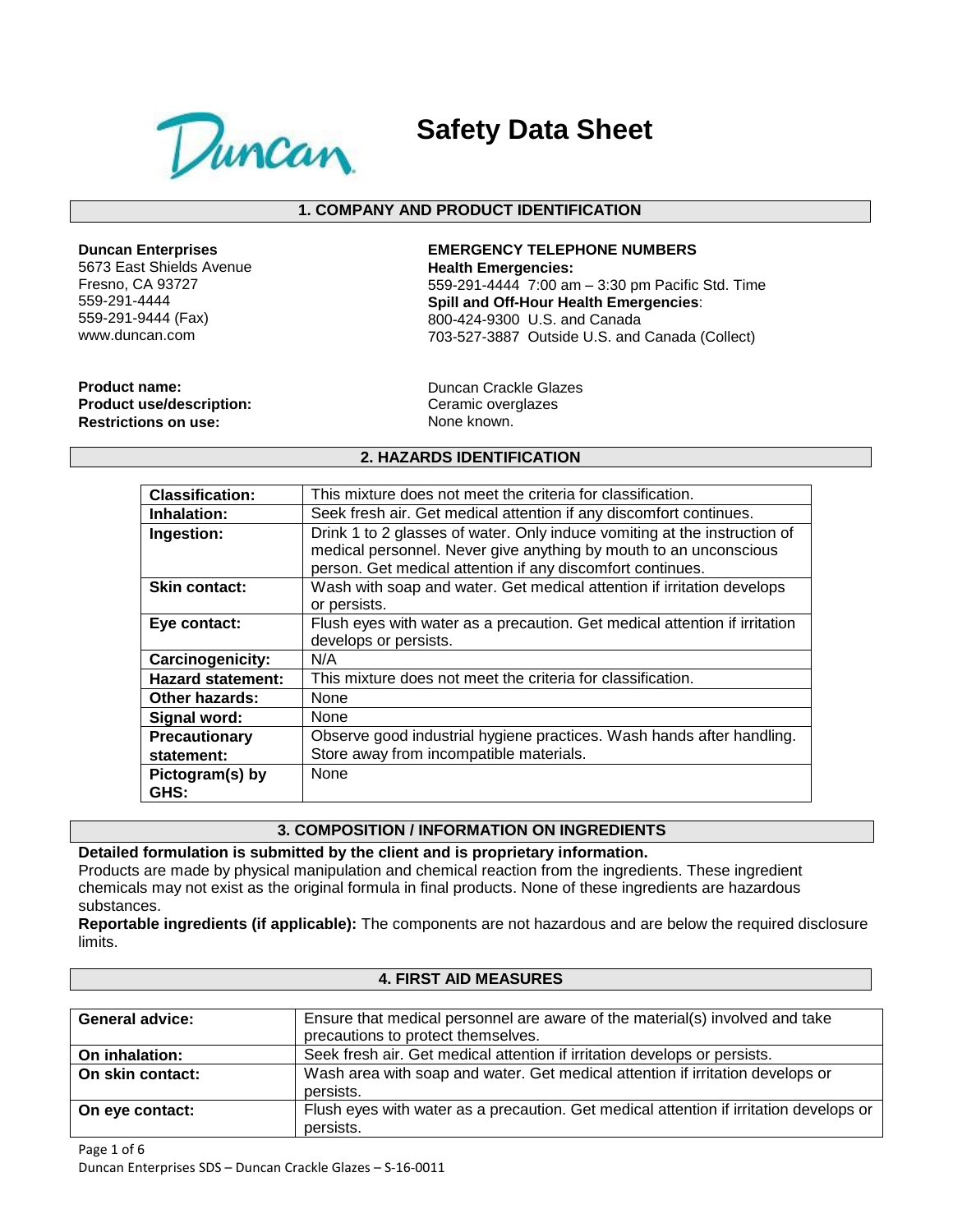Duncan

# Safety Data Sheet

## 1. COMPANY AND PRODUCT IDENTIFICATION

**Duncan Enterprises**
5673 East Shields Avenue
Fresno, CA 93727
559-291-4444
559-291-9444 (Fax)
www.duncan.com

**EMERGENCY TELEPHONE NUMBERS**
**Health Emergencies:**
559-291-4444 7:00 am – 3:30 pm Pacific Std. Time
**Spill and Off-Hour Health Emergencies**:
800-424-9300 U.S. and Canada
703-527-3887 Outside U.S. and Canada (Collect)

**Product name:** Duncan Crackle Glazes
**Product use/description:** Ceramic overglazes
**Restrictions on use:** None known.

## 2. HAZARDS IDENTIFICATION

| | |
|---|---|
| **Classification:** | This mixture does not meet the criteria for classification. |
| **Inhalation:** | Seek fresh air. Get medical attention if any discomfort continues. |
| **Ingestion:** | Drink 1 to 2 glasses of water. Only induce vomiting at the instruction of medical personnel. Never give anything by mouth to an unconscious person. Get medical attention if any discomfort continues. |
| **Skin contact:** | Wash with soap and water. Get medical attention if irritation develops or persists. |
| **Eye contact:** | Flush eyes with water as a precaution. Get medical attention if irritation develops or persists. |
| **Carcinogenicity:** | N/A |
| **Hazard statement:** | This mixture does not meet the criteria for classification. |
| **Other hazards:** | None |
| **Signal word:** | None |
| **Precautionary statement:** | Observe good industrial hygiene practices. Wash hands after handling. Store away from incompatible materials. |
| **Pictogram(s) by GHS:** | None |

## 3. COMPOSITION / INFORMATION ON INGREDIENTS

**Detailed formulation is submitted by the client and is proprietary information.**
Products are made by physical manipulation and chemical reaction from the ingredients. These ingredient chemicals may not exist as the original formula in final products. None of these ingredients are hazardous substances.
**Reportable ingredients (if applicable):** The components are not hazardous and are below the required disclosure limits.

## 4. FIRST AID MEASURES

| | |
|---|---|
| **General advice:** | Ensure that medical personnel are aware of the material(s) involved and take precautions to protect themselves. |
| **On inhalation:** | Seek fresh air. Get medical attention if irritation develops or persists. |
| **On skin contact:** | Wash area with soap and water. Get medical attention if irritation develops or persists. |
| **On eye contact:** | Flush eyes with water as a precaution. Get medical attention if irritation develops or persists. |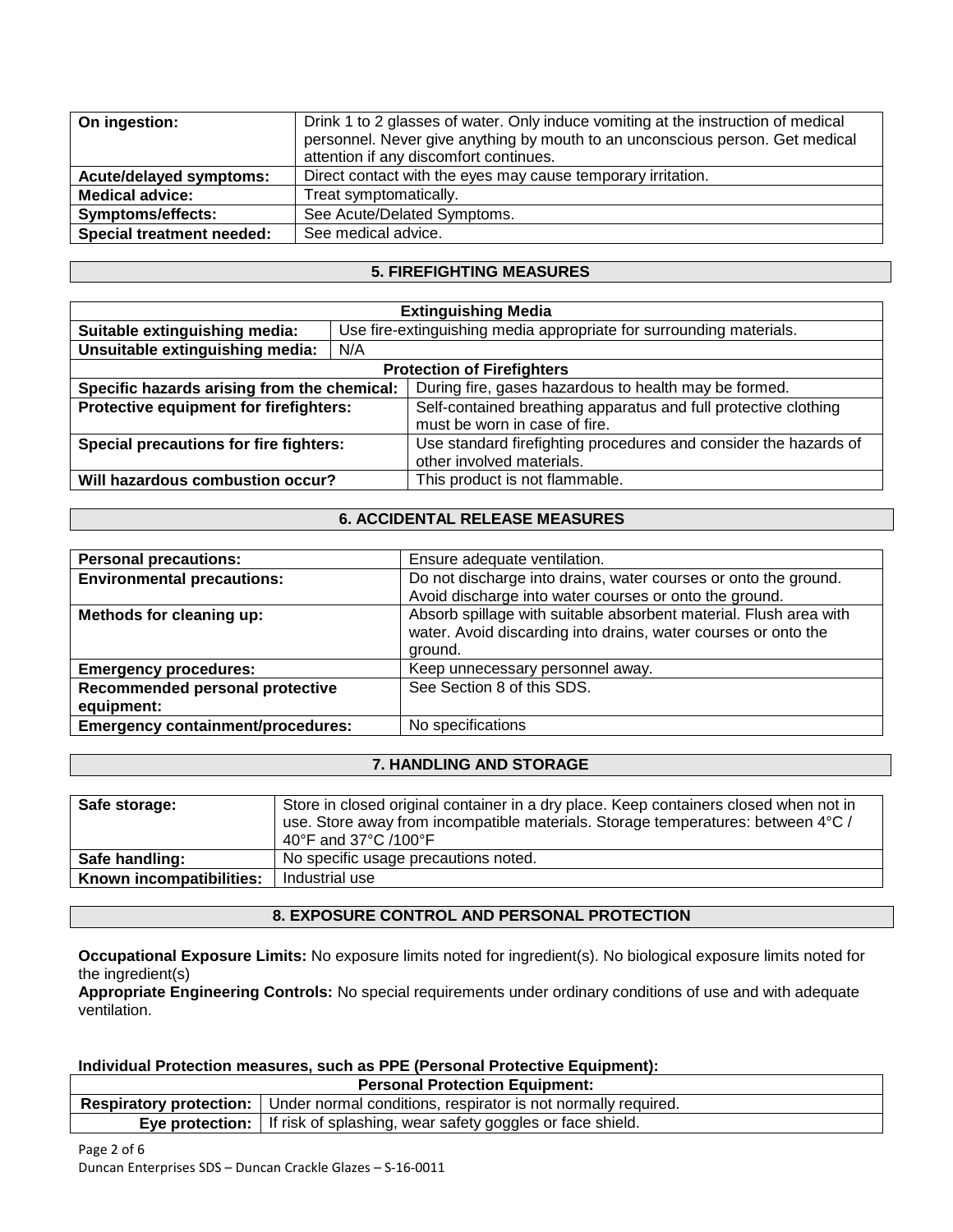| | |
|---|---|
| **On ingestion:** | Drink 1 to 2 glasses of water. Only induce vomiting at the instruction of medical personnel. Never give anything by mouth to an unconscious person. Get medical attention if any discomfort continues. |
| **Acute/delayed symptoms:** | Direct contact with the eyes may cause temporary irritation. |
| **Medical advice:** | Treat symptomatically. |
| **Symptoms/effects:** | See Acute/Delated Symptoms. |
| **Special treatment needed:** | See medical advice. |

## 5. FIREFIGHTING MEASURES

| Extinguishing Media | |
|---|---|
| **Suitable extinguishing media:** | Use fire-extinguishing media appropriate for surrounding materials. |
| **Unsuitable extinguishing media:** | N/A |
| **Protection of Firefighters** | |
| **Specific hazards arising from the chemical:** | During fire, gases hazardous to health may be formed. |
| **Protective equipment for firefighters:** | Self-contained breathing apparatus and full protective clothing must be worn in case of fire. |
| **Special precautions for fire fighters:** | Use standard firefighting procedures and consider the hazards of other involved materials. |
| **Will hazardous combustion occur?** | This product is not flammable. |

## 6. ACCIDENTAL RELEASE MEASURES

| | |
|---|---|
| **Personal precautions:** | Ensure adequate ventilation. |
| **Environmental precautions:** | Do not discharge into drains, water courses or onto the ground. Avoid discharge into water courses or onto the ground. |
| **Methods for cleaning up:** | Absorb spillage with suitable absorbent material. Flush area with water. Avoid discarding into drains, water courses or onto the ground. |
| **Emergency procedures:** | Keep unnecessary personnel away. |
| **Recommended personal protective equipment:** | See Section 8 of this SDS. |
| **Emergency containment/procedures:** | No specifications |

## 7. HANDLING AND STORAGE

| | |
|---|---|
| **Safe storage:** | Store in closed original container in a dry place. Keep containers closed when not in use. Store away from incompatible materials. Storage temperatures: between 4°C / 40°F and 37°C /100°F |
| **Safe handling:** | No specific usage precautions noted. |
| **Known incompatibilities:** | Industrial use |

## 8. EXPOSURE CONTROL AND PERSONAL PROTECTION

**Occupational Exposure Limits:** No exposure limits noted for ingredient(s). No biological exposure limits noted for the ingredient(s)

**Appropriate Engineering Controls:** No special requirements under ordinary conditions of use and with adequate ventilation.

**Individual Protection measures, such as PPE (Personal Protective Equipment):**

| Personal Protection Equipment: | |
|---|---|
| **Respiratory protection:** | Under normal conditions, respirator is not normally required. |
| **Eye protection:** | If risk of splashing, wear safety goggles or face shield. |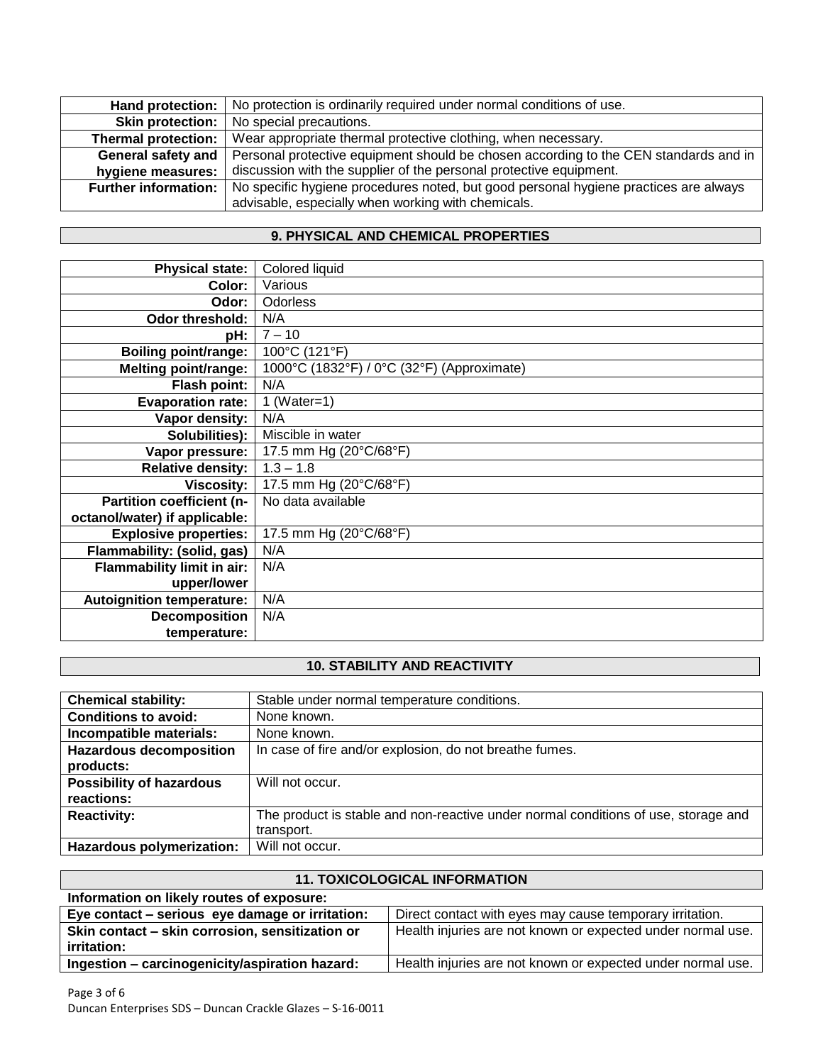| | |
|---|---|
| **Hand protection:** | No protection is ordinarily required under normal conditions of use. |
| **Skin protection:** | No special precautions. |
| **Thermal protection:** | Wear appropriate thermal protective clothing, when necessary. |
| **General safety and hygiene measures:** | Personal protective equipment should be chosen according to the CEN standards and in discussion with the supplier of the personal protective equipment. |
| **Further information:** | No specific hygiene procedures noted, but good personal hygiene practices are always advisable, especially when working with chemicals. |

## 9. PHYSICAL AND CHEMICAL PROPERTIES

| | |
|---|---|
| **Physical state:** | Colored liquid |
| **Color:** | Various |
| **Odor:** | Odorless |
| **Odor threshold:** | N/A |
| **pH:** | 7 – 10 |
| **Boiling point/range:** | 100°C (121°F) |
| **Melting point/range:** | 1000°C (1832°F) / 0°C (32°F) (Approximate) |
| **Flash point:** | N/A |
| **Evaporation rate:** | 1 (Water=1) |
| **Vapor density:** | N/A |
| **Solubilities):** | Miscible in water |
| **Vapor pressure:** | 17.5 mm Hg (20°C/68°F) |
| **Relative density:** | 1.3 – 1.8 |
| **Viscosity:** | 17.5 mm Hg (20°C/68°F) |
| **Partition coefficient (n-octanol/water) if applicable:** | No data available |
| **Explosive properties:** | 17.5 mm Hg (20°C/68°F) |
| **Flammability: (solid, gas)** | N/A |
| **Flammability limit in air: upper/lower** | N/A |
| **Autoignition temperature:** | N/A |
| **Decomposition temperature:** | N/A |

## 10. STABILITY AND REACTIVITY

| | |
|---|---|
| **Chemical stability:** | Stable under normal temperature conditions. |
| **Conditions to avoid:** | None known. |
| **Incompatible materials:** | None known. |
| **Hazardous decomposition products:** | In case of fire and/or explosion, do not breathe fumes. |
| **Possibility of hazardous reactions:** | Will not occur. |
| **Reactivity:** | The product is stable and non-reactive under normal conditions of use, storage and transport. |
| **Hazardous polymerization:** | Will not occur. |

## 11. TOXICOLOGICAL INFORMATION

**Information on likely routes of exposure:**

| | |
|---|---|
| **Eye contact – serious eye damage or irritation:** | Direct contact with eyes may cause temporary irritation. |
| **Skin contact – skin corrosion, sensitization or irritation:** | Health injuries are not known or expected under normal use. |
| **Ingestion – carcinogenicity/aspiration hazard:** | Health injuries are not known or expected under normal use. |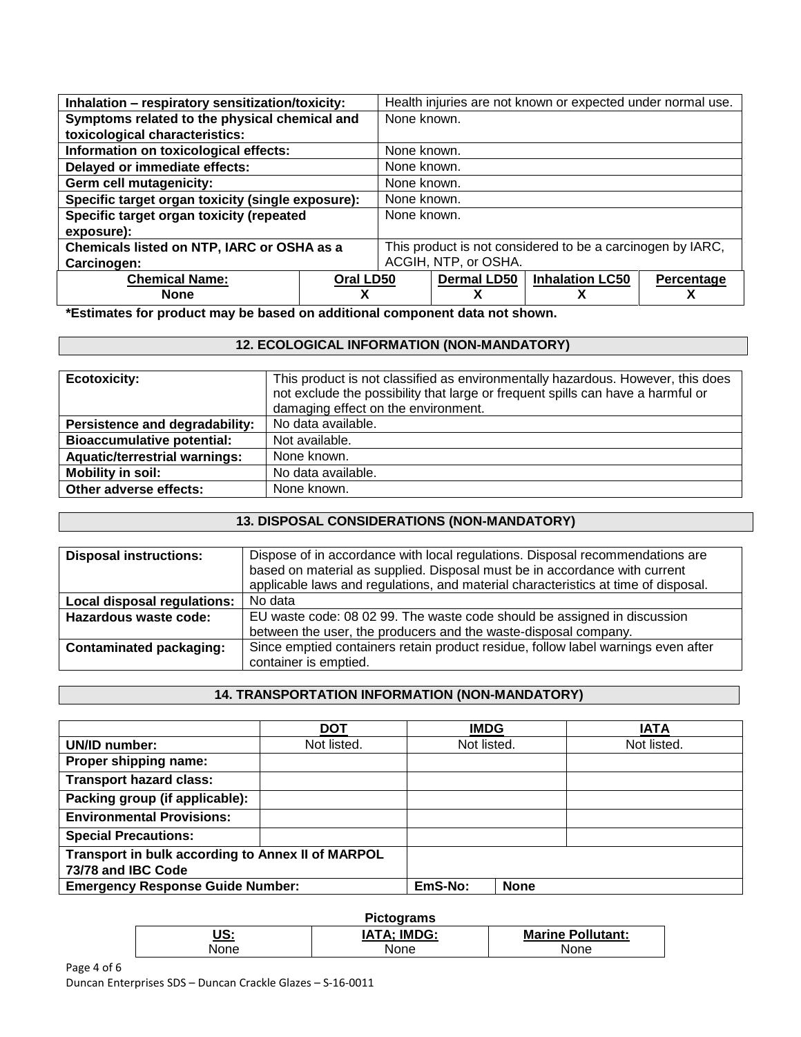| | |
|---|---|
| **Inhalation – respiratory sensitization/toxicity:** | Health injuries are not known or expected under normal use. |
| **Symptoms related to the physical chemical and toxicological characteristics:** | None known. |
| **Information on toxicological effects:** | None known. |
| **Delayed or immediate effects:** | None known. |
| **Germ cell mutagenicity:** | None known. |
| **Specific target organ toxicity (single exposure):** | None known. |
| **Specific target organ toxicity (repeated exposure):** | None known. |
| **Chemicals listed on NTP, IARC or OSHA as a Carcinogen:** | This product is not considered to be a carcinogen by IARC, ACGIH, NTP, or OSHA. |

| Chemical Name: | Oral LD50 | Dermal LD50 | Inhalation LC50 | Percentage |
|---|---|---|---|---|
| **None** | **X** | **X** | **X** | **X** |

**\*Estimates for product may be based on additional component data not shown.**

## 12. ECOLOGICAL INFORMATION (NON-MANDATORY)

| | |
|---|---|
| **Ecotoxicity:** | This product is not classified as environmentally hazardous. However, this does not exclude the possibility that large or frequent spills can have a harmful or damaging effect on the environment. |
| **Persistence and degradability:** | No data available. |
| **Bioaccumulative potential:** | Not available. |
| **Aquatic/terrestrial warnings:** | None known. |
| **Mobility in soil:** | No data available. |
| **Other adverse effects:** | None known. |

## 13. DISPOSAL CONSIDERATIONS (NON-MANDATORY)

| | |
|---|---|
| **Disposal instructions:** | Dispose of in accordance with local regulations. Disposal recommendations are based on material as supplied. Disposal must be in accordance with current applicable laws and regulations, and material characteristics at time of disposal. |
| **Local disposal regulations:** | No data |
| **Hazardous waste code:** | EU waste code: 08 02 99. The waste code should be assigned in discussion between the user, the producers and the waste-disposal company. |
| **Contaminated packaging:** | Since emptied containers retain product residue, follow label warnings even after container is emptied. |

## 14. TRANSPORTATION INFORMATION (NON-MANDATORY)

| | DOT | IMDG | | IATA |
|---|---|---|---|---|
| **UN/ID number:** | Not listed. | Not listed. | | Not listed. |
| **Proper shipping name:** | | | | |
| **Transport hazard class:** | | | | |
| **Packing group (if applicable):** | | | | |
| **Environmental Provisions:** | | | | |
| **Special Precautions:** | | | | |
| **Transport in bulk according to Annex II of MARPOL 73/78 and IBC Code** | | | | |
| **Emergency Response Guide Number:** | | **EmS-No:** | **None** | |

**Pictograms**

| US: | IATA; IMDG: | Marine Pollutant: |
|---|---|---|
| None | None | None |

Duncan Enterprises SDS – Duncan Crackle Glazes – S-16-0011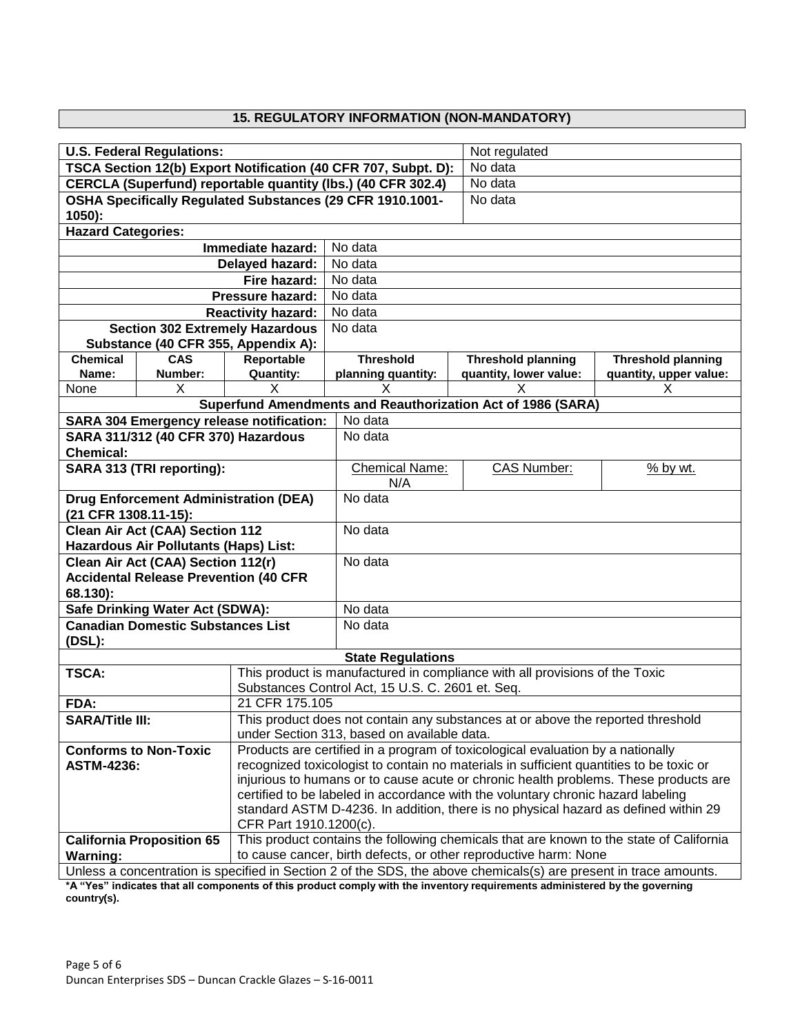## 15. REGULATORY INFORMATION (NON-MANDATORY)

| | | | | | |
|---|---|---|---|---|---|
| **U.S. Federal Regulations:** | | | | Not regulated | |
| **TSCA Section 12(b) Export Notification (40 CFR 707, Subpt. D):** | | | | No data | |
| **CERCLA (Superfund) reportable quantity (lbs.) (40 CFR 302.4)** | | | | No data | |
| **OSHA Specifically Regulated Substances (29 CFR 1910.1001-1050):** | | | | No data | |
| **Hazard Categories:** | | | | | |
| **Immediate hazard:** | | | No data | | |
| **Delayed hazard:** | | | No data | | |
| **Fire hazard:** | | | No data | | |
| **Pressure hazard:** | | | No data | | |
| **Reactivity hazard:** | | | No data | | |
| **Section 302 Extremely Hazardous Substance (40 CFR 355, Appendix A):** | | | No data | | |
| **Chemical Name:** | **CAS Number:** | **Reportable Quantity:** | **Threshold planning quantity:** | **Threshold planning quantity, lower value:** | **Threshold planning quantity, upper value:** |
| None | X | X | X | X | X |
| **Superfund Amendments and Reauthorization Act of 1986 (SARA)** | | | | | |
| **SARA 304 Emergency release notification:** | | | No data | | |
| **SARA 311/312 (40 CFR 370) Hazardous Chemical:** | | | No data | | |
| **SARA 313 (TRI reporting):** | | | Chemical Name: N/A | CAS Number: | % by wt. |
| **Drug Enforcement Administration (DEA) (21 CFR 1308.11-15):** | | | No data | | |
| **Clean Air Act (CAA) Section 112 Hazardous Air Pollutants (Haps) List:** | | | No data | | |
| **Clean Air Act (CAA) Section 112(r) Accidental Release Prevention (40 CFR 68.130):** | | | No data | | |
| **Safe Drinking Water Act (SDWA):** | | | No data | | |
| **Canadian Domestic Substances List (DSL):** | | | No data | | |
| **State Regulations** | | | | | |
| **TSCA:** | This product is manufactured in compliance with all provisions of the Toxic Substances Control Act, 15 U.S. C. 2601 et. Seq. | | | | |
| **FDA:** | 21 CFR 175.105 | | | | |
| **SARA/Title III:** | This product does not contain any substances at or above the reported threshold under Section 313, based on available data. | | | | |
| **Conforms to Non-Toxic ASTM-4236:** | Products are certified in a program of toxicological evaluation by a nationally recognized toxicologist to contain no materials in sufficient quantities to be toxic or injurious to humans or to cause acute or chronic health problems. These products are certified to be labeled in accordance with the voluntary chronic hazard labeling standard ASTM D-4236. In addition, there is no physical hazard as defined within 29 CFR Part 1910.1200(c). | | | | |
| **California Proposition 65 Warning:** | This product contains the following chemicals that are known to the state of California to cause cancer, birth defects, or other reproductive harm: None | | | | |
| Unless a concentration is specified in Section 2 of the SDS, the above chemicals(s) are present in trace amounts. | | | | | |

**\*A "Yes" indicates that all components of this product comply with the inventory requirements administered by the governing country(s).**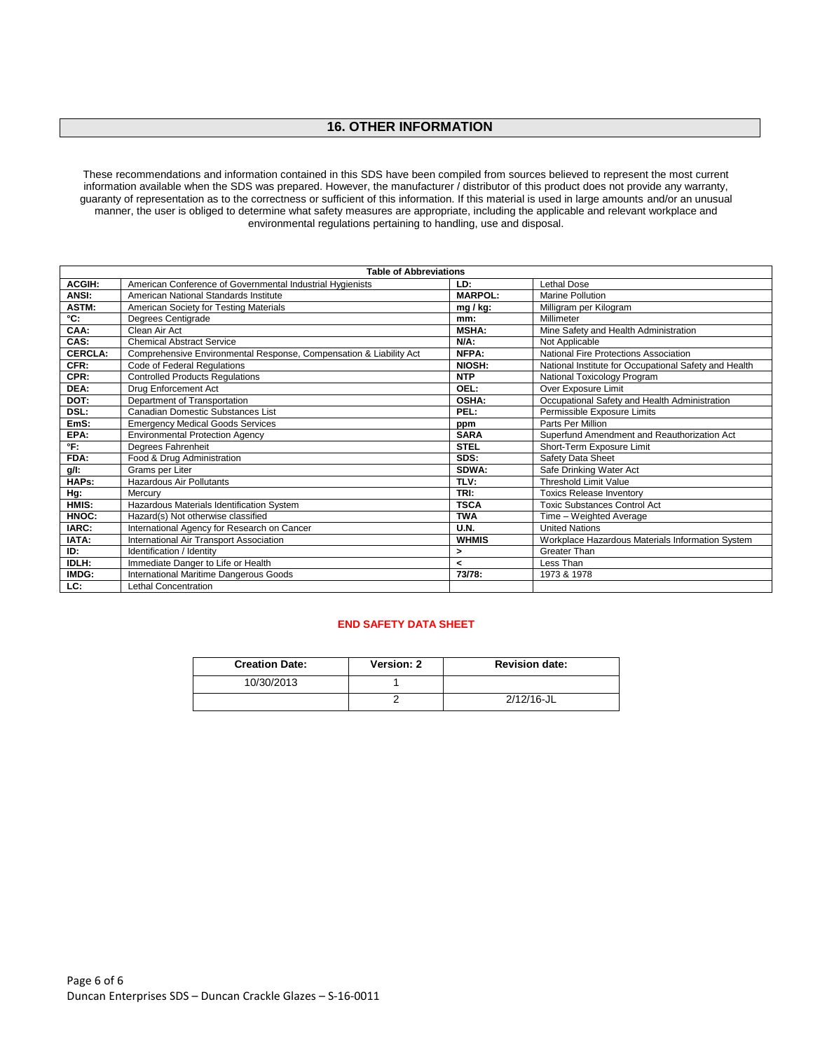## 16. OTHER INFORMATION

These recommendations and information contained in this SDS have been compiled from sources believed to represent the most current information available when the SDS was prepared. However, the manufacturer / distributor of this product does not provide any warranty, guaranty of representation as to the correctness or sufficient of this information. If this material is used in large amounts and/or an unusual manner, the user is obliged to determine what safety measures are appropriate, including the applicable and relevant workplace and environmental regulations pertaining to handling, use and disposal.

| Table of Abbreviations | | | |
|---|---|---|---|
| **ACGIH:** | American Conference of Governmental Industrial Hygienists | **LD:** | Lethal Dose |
| **ANSI:** | American National Standards Institute | **MARPOL:** | Marine Pollution |
| **ASTM:** | American Society for Testing Materials | **mg / kg:** | Milligram per Kilogram |
| **°C:** | Degrees Centigrade | **mm:** | Millimeter |
| **CAA:** | Clean Air Act | **MSHA:** | Mine Safety and Health Administration |
| **CAS:** | Chemical Abstract Service | **N/A:** | Not Applicable |
| **CERCLA:** | Comprehensive Environmental Response, Compensation & Liability Act | **NFPA:** | National Fire Protections Association |
| **CFR:** | Code of Federal Regulations | **NIOSH:** | National Institute for Occupational Safety and Health |
| **CPR:** | Controlled Products Regulations | **NTP** | National Toxicology Program |
| **DEA:** | Drug Enforcement Act | **OEL:** | Over Exposure Limit |
| **DOT:** | Department of Transportation | **OSHA:** | Occupational Safety and Health Administration |
| **DSL:** | Canadian Domestic Substances List | **PEL:** | Permissible Exposure Limits |
| **EmS:** | Emergency Medical Goods Services | **ppm** | Parts Per Million |
| **EPA:** | Environmental Protection Agency | **SARA** | Superfund Amendment and Reauthorization Act |
| **°F:** | Degrees Fahrenheit | **STEL** | Short-Term Exposure Limit |
| **FDA:** | Food & Drug Administration | **SDS:** | Safety Data Sheet |
| **g/l:** | Grams per Liter | **SDWA:** | Safe Drinking Water Act |
| **HAPs:** | Hazardous Air Pollutants | **TLV:** | Threshold Limit Value |
| **Hg:** | Mercury | **TRI:** | Toxics Release Inventory |
| **HMIS:** | Hazardous Materials Identification System | **TSCA** | Toxic Substances Control Act |
| **HNOC:** | Hazard(s) Not otherwise classified | **TWA** | Time – Weighted Average |
| **IARC:** | International Agency for Research on Cancer | **U.N.** | United Nations |
| **IATA:** | International Air Transport Association | **WHMIS** | Workplace Hazardous Materials Information System |
| **ID:** | Identification / Identity | **>** | Greater Than |
| **IDLH:** | Immediate Danger to Life or Health | **<** | Less Than |
| **IMDG:** | International Maritime Dangerous Goods | **73/78:** | 1973 & 1978 |
| **LC:** | Lethal Concentration | | |

**END SAFETY DATA SHEET**

| Creation Date: | Version: 2 | Revision date: |
|---|---|---|
| 10/30/2013 | 1 | |
| | 2 | 2/12/16-JL |